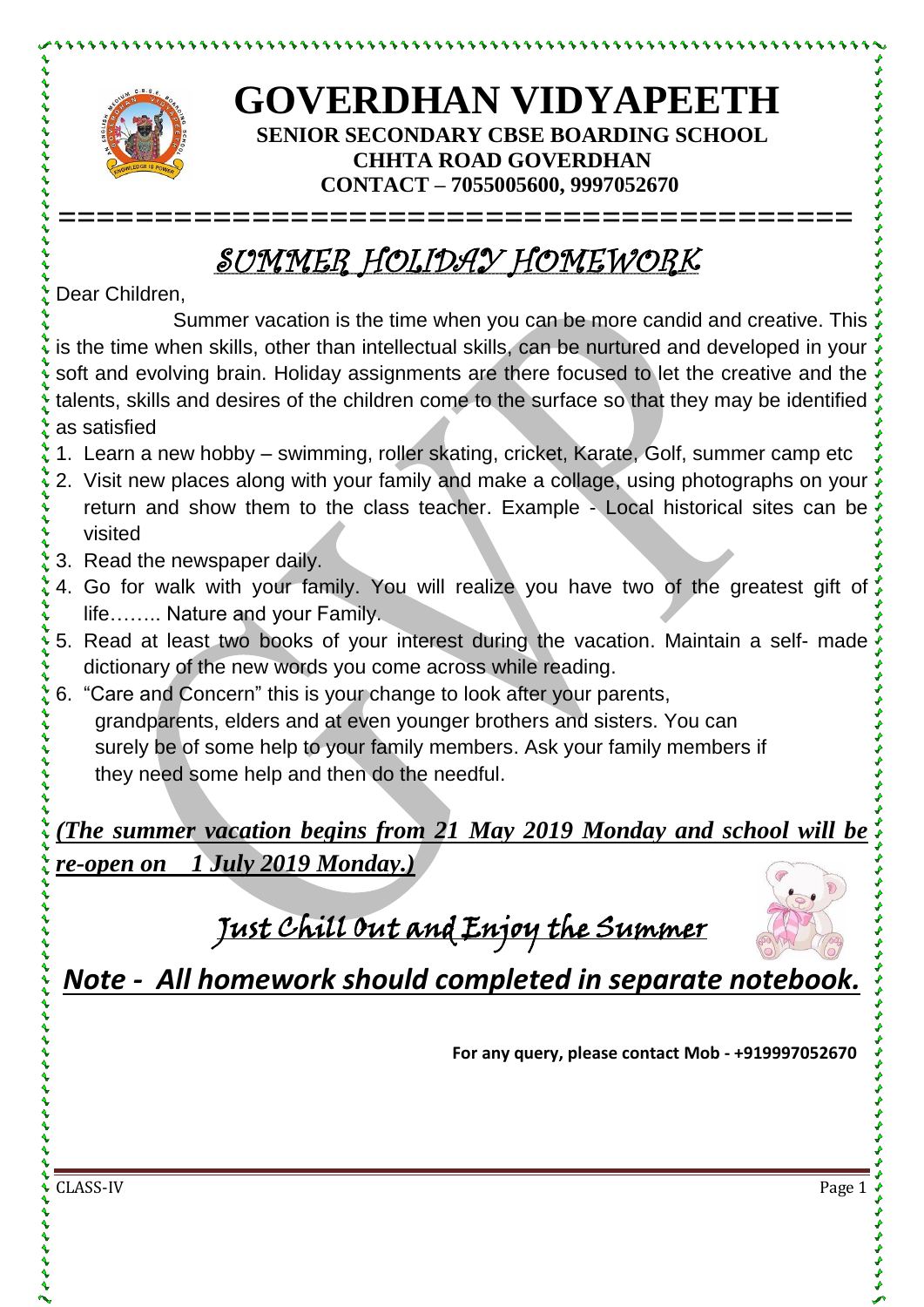# GOVERDHAN VIDYAPEETH

**SENIOR SECONDARY CBSE BOARDING SCHOOL**
**CHHTA ROAD GOVERDHAN**
**CONTACT – 7055005600, 9997052670**

## *SUMMER HOLIDAY HOMEWORK*

Dear Children,

Summer vacation is the time when you can be more candid and creative. This is the time when skills, other than intellectual skills, can be nurtured and developed in your soft and evolving brain. Holiday assignments are there focused to let the creative and the talents, skills and desires of the children come to the surface so that they may be identified as satisfied

1. Learn a new hobby – swimming, roller skating, cricket, Karate, Golf, summer camp etc
2. Visit new places along with your family and make a collage, using photographs on your return and show them to the class teacher. Example - Local historical sites can be visited
3. Read the newspaper daily.
4. Go for walk with your family. You will realize you have two of the greatest gift of life…….. Nature and your Family.
5. Read at least two books of your interest during the vacation. Maintain a self- made dictionary of the new words you come across while reading.
6. "Care and Concern" this is your change to look after your parents, grandparents, elders and at even younger brothers and sisters. You can surely be of some help to your family members. Ask your family members if they need some help and then do the needful.

***(The summer vacation begins from 21 May 2019 Monday and school will be re-open on 1 July 2019 Monday.)***

## *Just Chill Out and Enjoy the Summer*

***Note - All homework should completed in separate notebook.***

**For any query, please contact Mob - +919997052670**

CLASS-IV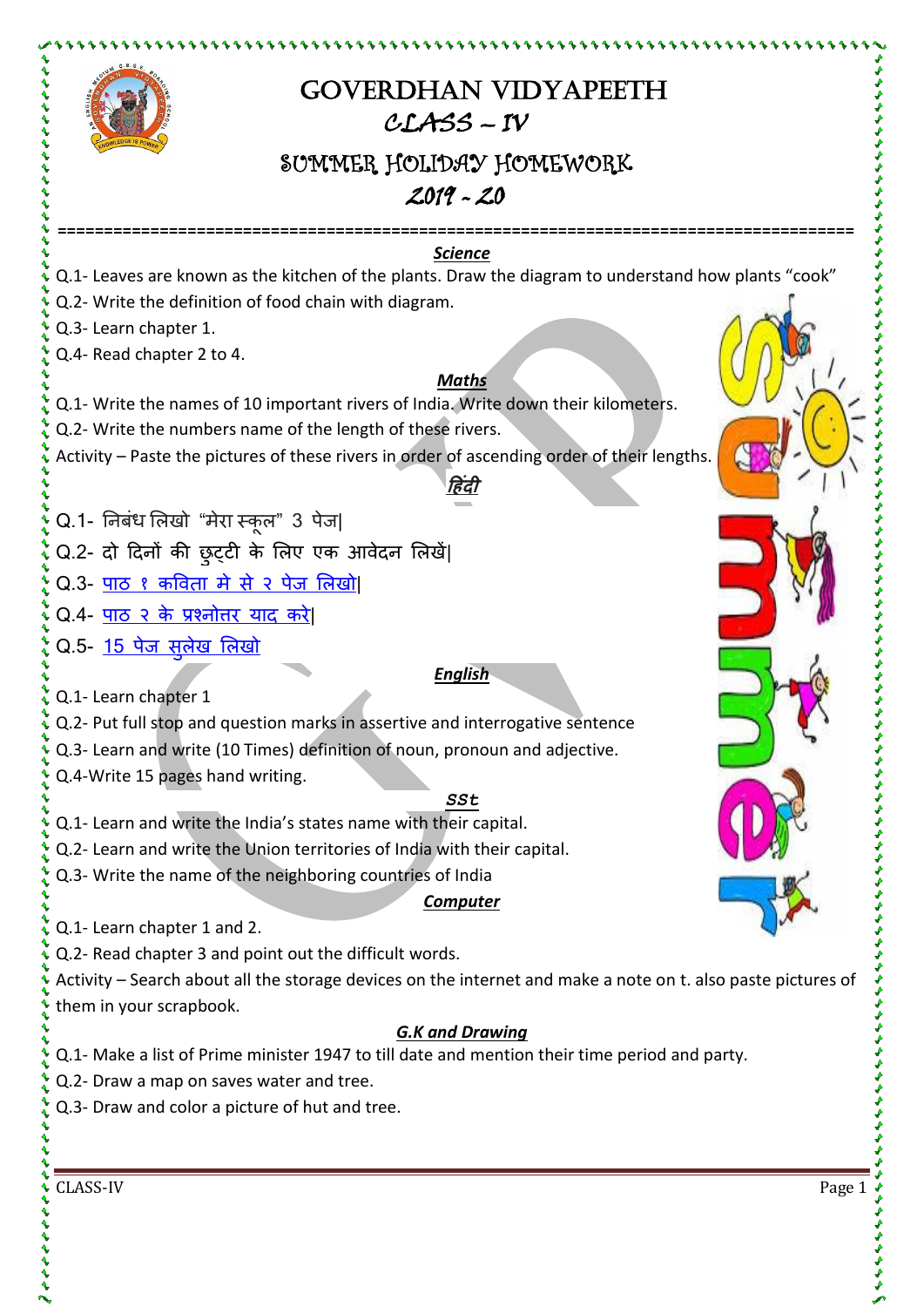# GOVERDHAN VIDYAPEETH

## CLASS – IV

## SUMMER HOLIDAY HOMEWORK

## 2019 - 20

### Science

Q.1- Leaves are known as the kitchen of the plants. Draw the diagram to understand how plants "cook"

Q.2- Write the definition of food chain with diagram.

Q.3- Learn chapter 1.

Q.4- Read chapter 2 to 4.

### Maths

Q.1- Write the names of 10 important rivers of India. Write down their kilometers.

Q.2- Write the numbers name of the length of these rivers.

Activity – Paste the pictures of these rivers in order of ascending order of their lengths.

### हिंदी

Q.1- निबंध लिखो "मेरा स्कूल" 3 पेज|

Q.2- दो दिनों की छुट्टी के लिए एक आवेदन लिखें|

Q.3- पाठ १ कविता मे से २ पेज लिखो|

Q.4- पाठ २ के प्रश्नोत्तर याद करे|

Q.5- 15 पेज सुलेख लिखो

### English

Q.1- Learn chapter 1

Q.2- Put full stop and question marks in assertive and interrogative sentence

Q.3- Learn and write (10 Times) definition of noun, pronoun and adjective.

Q.4-Write 15 pages hand writing.

### SSt

Q.1- Learn and write the India's states name with their capital.

Q.2- Learn and write the Union territories of India with their capital.

Q.3- Write the name of the neighboring countries of India

### Computer

Q.1- Learn chapter 1 and 2.

Q.2- Read chapter 3 and point out the difficult words.

Activity – Search about all the storage devices on the internet and make a note on t. also paste pictures of them in your scrapbook.

### G.K and Drawing

Q.1- Make a list of Prime minister 1947 to till date and mention their time period and party.

Q.2- Draw a map on saves water and tree.

Q.3- Draw and color a picture of hut and tree.